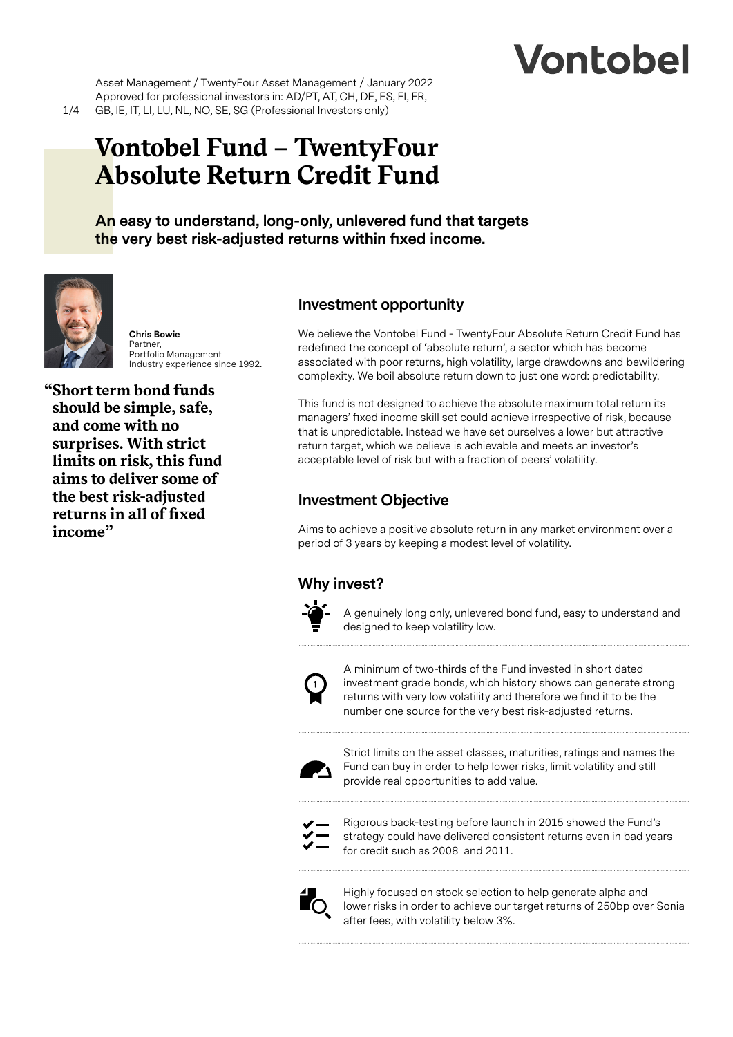Vontobel

Asset Management / TwentyFour Asset Management / January 2022
Approved for professional investors in: AD/PT, AT, CH, DE, ES, FI, FR, GB, IE, IT, LI, LU, NL, NO, SE, SG (Professional Investors only)

# Vontobel Fund – TwentyFour Absolute Return Credit Fund

**An easy to understand, long-only, unlevered fund that targets the very best risk-adjusted returns within fixed income.**

**Chris Bowie**
Partner,
Portfolio Management
Industry experience since 1992.

**"Short term bond funds should be simple, safe, and come with no surprises. With strict limits on risk, this fund aims to deliver some of the best risk-adjusted returns in all of fixed income"**

## Investment opportunity

We believe the Vontobel Fund - TwentyFour Absolute Return Credit Fund has redefined the concept of 'absolute return', a sector which has become associated with poor returns, high volatility, large drawdowns and bewildering complexity. We boil absolute return down to just one word: predictability.

This fund is not designed to achieve the absolute maximum total return its managers' fixed income skill set could achieve irrespective of risk, because that is unpredictable. Instead we have set ourselves a lower but attractive return target, which we believe is achievable and meets an investor's acceptable level of risk but with a fraction of peers' volatility.

## Investment Objective

Aims to achieve a positive absolute return in any market environment over a period of 3 years by keeping a modest level of volatility.

## Why invest?

- A genuinely long only, unlevered bond fund, easy to understand and designed to keep volatility low.
- A minimum of two-thirds of the Fund invested in short dated investment grade bonds, which history shows can generate strong returns with very low volatility and therefore we find it to be the number one source for the very best risk-adjusted returns.
- Strict limits on the asset classes, maturities, ratings and names the Fund can buy in order to help lower risks, limit volatility and still provide real opportunities to add value.
- Rigorous back-testing before launch in 2015 showed the Fund's strategy could have delivered consistent returns even in bad years for credit such as 2008 and 2011.
- Highly focused on stock selection to help generate alpha and lower risks in order to achieve our target returns of 250bp over Sonia after fees, with volatility below 3%.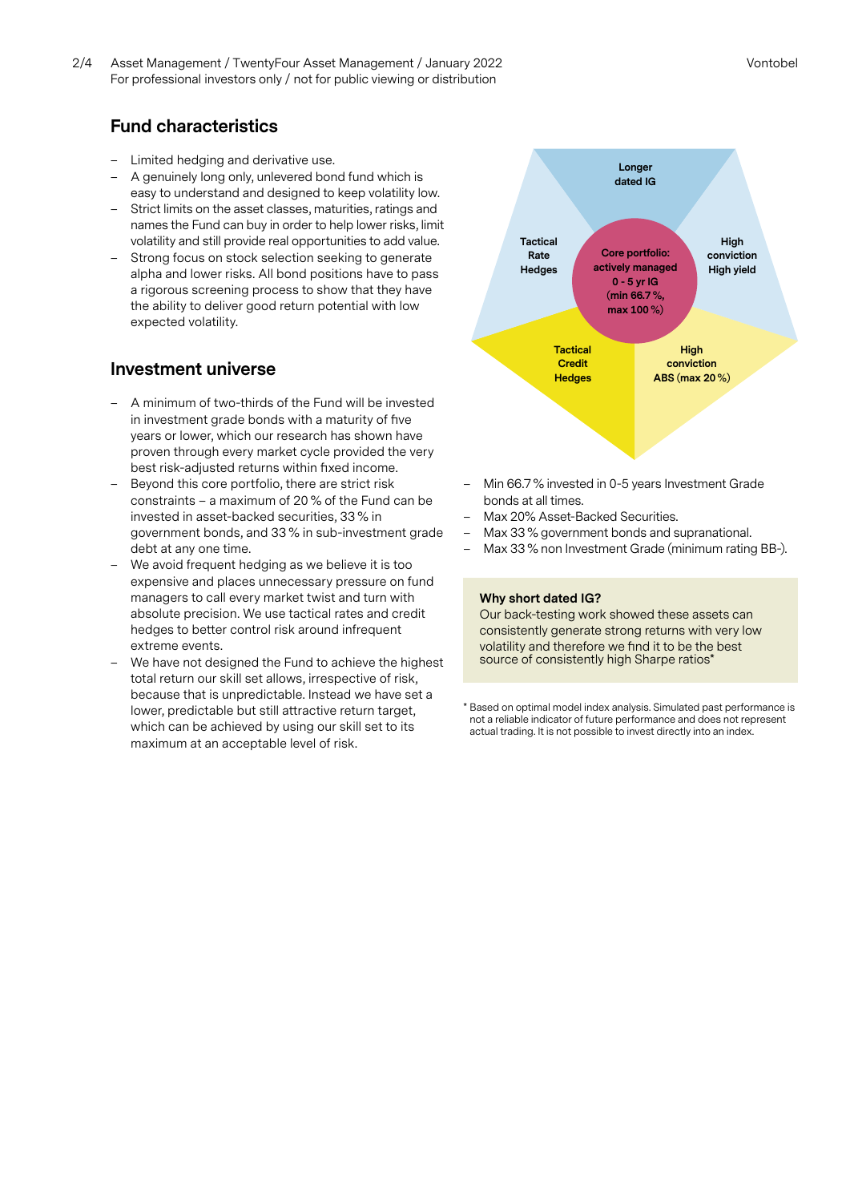## Fund characteristics

- Limited hedging and derivative use.
- A genuinely long only, unlevered bond fund which is easy to understand and designed to keep volatility low.
- Strict limits on the asset classes, maturities, ratings and names the Fund can buy in order to help lower risks, limit volatility and still provide real opportunities to add value.
- Strong focus on stock selection seeking to generate alpha and lower risks. All bond positions have to pass a rigorous screening process to show that they have the ability to deliver good return potential with low expected volatility.

## Investment universe

- A minimum of two-thirds of the Fund will be invested in investment grade bonds with a maturity of five years or lower, which our research has shown have proven through every market cycle provided the very best risk-adjusted returns within fixed income.
- Beyond this core portfolio, there are strict risk constraints – a maximum of 20 % of the Fund can be invested in asset-backed securities, 33 % in government bonds, and 33 % in sub-investment grade debt at any one time.
- We avoid frequent hedging as we believe it is too expensive and places unnecessary pressure on fund managers to call every market twist and turn with absolute precision. We use tactical rates and credit hedges to better control risk around infrequent extreme events.
- We have not designed the Fund to achieve the highest total return our skill set allows, irrespective of risk, because that is unpredictable. Instead we have set a lower, predictable but still attractive return target, which can be achieved by using our skill set to its maximum at an acceptable level of risk.

Longer dated IG

Tactical Rate Hedges

Core portfolio: actively managed 0 - 5 yr IG (min 66.7 %, max 100 %)

High conviction High yield

Tactical Credit Hedges

High conviction ABS (max 20 %)

- Min 66.7 % invested in 0-5 years Investment Grade bonds at all times.
- Max 20% Asset-Backed Securities.
- Max 33 % government bonds and supranational.
- Max 33 % non Investment Grade (minimum rating BB-).

**Why short dated IG?**
Our back-testing work showed these assets can consistently generate strong returns with very low volatility and therefore we find it to be the best source of consistently high Sharpe ratios*

* Based on optimal model index analysis. Simulated past performance is not a reliable indicator of future performance and does not represent actual trading. It is not possible to invest directly into an index.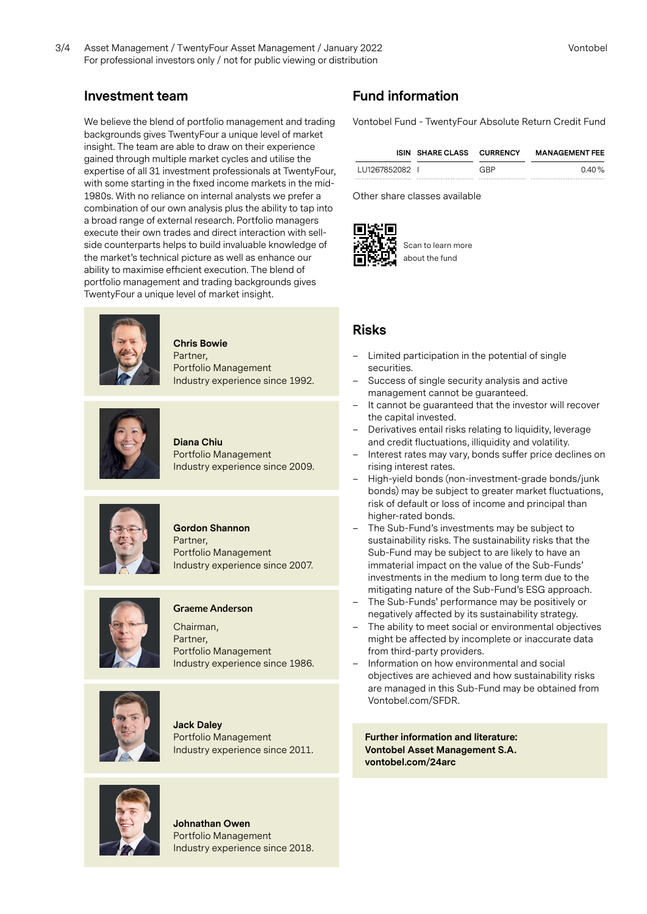## Investment team

We believe the blend of portfolio management and trading backgrounds gives TwentyFour a unique level of market insight. The team are able to draw on their experience gained through multiple market cycles and utilise the expertise of all 31 investment professionals at TwentyFour, with some starting in the fixed income markets in the mid-1980s. With no reliance on internal analysts we prefer a combination of our own analysis plus the ability to tap into a broad range of external research. Portfolio managers execute their own trades and direct interaction with sell-side counterparts helps to build invaluable knowledge of the market's technical picture as well as enhance our ability to maximise efficient execution. The blend of portfolio management and trading backgrounds gives TwentyFour a unique level of market insight.

**Chris Bowie**
Partner,
Portfolio Management
Industry experience since 1992.

**Diana Chiu**
Portfolio Management
Industry experience since 2009.

**Gordon Shannon**
Partner,
Portfolio Management
Industry experience since 2007.

**Graeme Anderson**
Chairman,
Partner,
Portfolio Management
Industry experience since 1986.

**Jack Daley**
Portfolio Management
Industry experience since 2011.

**Johnathan Owen**
Portfolio Management
Industry experience since 2018.

## Fund information

Vontobel Fund - TwentyFour Absolute Return Credit Fund

| ISIN | SHARE CLASS | CURRENCY | MANAGEMENT FEE |
|---|---|---|---|
| LU1267852082 | I | GBP | 0.40 % |

Other share classes available

Scan to learn more about the fund

## Risks

- Limited participation in the potential of single securities.
- Success of single security analysis and active management cannot be guaranteed.
- It cannot be guaranteed that the investor will recover the capital invested.
- Derivatives entail risks relating to liquidity, leverage and credit fluctuations, illiquidity and volatility.
- Interest rates may vary, bonds suffer price declines on rising interest rates.
- High-yield bonds (non-investment-grade bonds/junk bonds) may be subject to greater market fluctuations, risk of default or loss of income and principal than higher-rated bonds.
- The Sub-Fund's investments may be subject to sustainability risks. The sustainability risks that the Sub-Fund may be subject to are likely to have an immaterial impact on the value of the Sub-Funds' investments in the medium to long term due to the mitigating nature of the Sub-Fund's ESG approach.
- The Sub-Funds' performance may be positively or negatively affected by its sustainability strategy.
- The ability to meet social or environmental objectives might be affected by incomplete or inaccurate data from third-party providers.
- Information on how environmental and social objectives are achieved and how sustainability risks are managed in this Sub-Fund may be obtained from Vontobel.com/SFDR.

**Further information and literature:**
**Vontobel Asset Management S.A.**
**vontobel.com/24arc**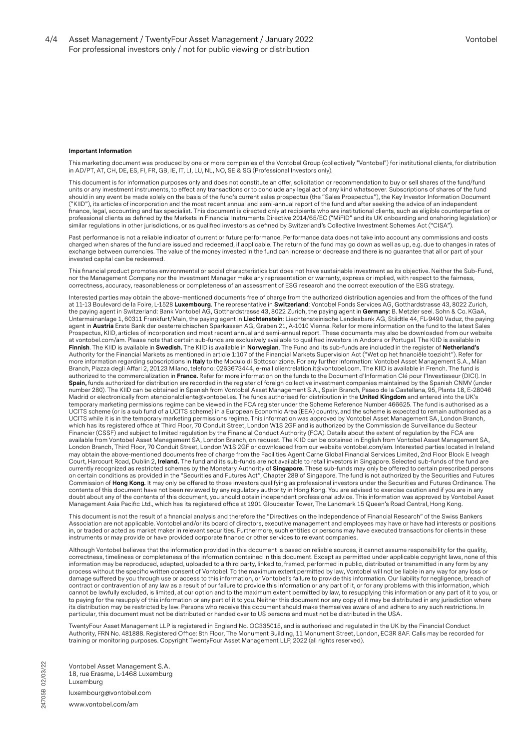**Important Information**

This marketing document was produced by one or more companies of the Vontobel Group (collectively "Vontobel") for institutional clients, for distribution in AD/PT, AT, CH, DE, ES, FI, FR, GB, IE, IT, LI, LU, NL, NO, SE & SG (Professional Investors only).

This document is for information purposes only and does not constitute an offer, solicitation or recommendation to buy or sell shares of the fund/fund units or any investment instruments, to effect any transactions or to conclude any legal act of any kind whatsoever. Subscriptions of shares of the fund should in any event be made solely on the basis of the fund's current sales prospectus (the "Sales Prospectus"), the Key Investor Information Document ("KIID"), its articles of incorporation and the most recent annual and semi-annual report of the fund and after seeking the advice of an independent finance, legal, accounting and tax specialist. This document is directed only at recipients who are institutional clients, such as eligible counterparties or professional clients as defined by the Markets in Financial Instruments Directive 2014/65/EC ("MiFID") and its UK onboarding and onshoring legislation) or similar regulations in other jurisdictions, or as qualified investors as defined by Switzerland's Collective Investment Schemes Act ("CISA").

Past performance is not a reliable indicator of current or future performance. Performance data does not take into account any commissions and costs charged when shares of the fund are issued and redeemed, if applicable. The return of the fund may go down as well as up, e.g. due to changes in rates of exchange between currencies. The value of the money invested in the fund can increase or decrease and there is no guarantee that all or part of your invested capital can be redeemed.

This financial product promotes environmental or social characteristics but does not have sustainable investment as its objective. Neither the Sub-Fund, nor the Management Company nor the Investment Manager make any representation or warranty, express or implied, with respect to the fairness, correctness, accuracy, reasonableness or completeness of an assessment of ESG research and the correct execution of the ESG strategy.

Interested parties may obtain the above-mentioned documents free of charge from the authorized distribution agencies and from the offices of the fund at 11-13 Boulevard de la Foire, L-1528 **Luxembourg**. The representative in **Switzerland**: Vontobel Fonds Services AG, Gotthardstrasse 43, 8022 Zurich, the paying agent in Switzerland: Bank Vontobel AG, Gotthardstrasse 43, 8022 Zurich, the paying agent in **Germany**: B. Metzler seel. Sohn & Co. KGaA, Untermainanlage 1, 60311 Frankfurt/Main, the paying agent in **Liechtenstein**: Liechtensteinische Landesbank AG, Städtle 44, FL-9490 Vaduz, the paying agent in **Austria** Erste Bank der oesterreichischen Sparkassen AG, Graben 21, A-1010 Vienna. Refer for more information on the fund to the latest Sales Prospectus, KIID, articles of incorporation and most recent annual and semi-annual report. These documents may also be downloaded from our website at vontobel.com/am. Please note that certain sub-funds are exclusively available to qualified investors in Andorra or Portugal. The KIID is available in **Finnish**. The KIID is available in **Swedish.** The KIID is available in **Norwegian**. The Fund and its sub-funds are included in the register of **Netherland's** Authority for the Financial Markets as mentioned in article 1:107 of the Financial Markets Supervision Act ("Wet op het financiële toezicht"). Refer for more information regarding subscriptions in **Italy** to the Modulo di Sottoscrizione. For any further information: Vontobel Asset Management S.A., Milan Branch, Piazza degli Affari 2, 20123 Milano, telefono: 0263673444, e-mail clientrelation.it@vontobel.com. The KIID is available in French. The fund is authorized to the commercialization in **France.** Refer for more information on the funds to the Document d'Information Clé pour l'Investisseur (DICI). In **Spain,** funds authorized for distribution are recorded in the register of foreign collective investment companies maintained by the Spanish CNMV (under number 280). The KIID can be obtained in Spanish from Vontobel Asset Management S.A., Spain Branch, Paseo de la Castellana, 95, Planta 18, E-28046 Madrid or electronically from atencionalcliente@vontobel.es. The funds authorised for distribution in the **United Kingdom** and entered into the UK's temporary marketing permissions regime can be viewed in the FCA register under the Scheme Reference Number 466625. The fund is authorised as a UCITS scheme (or is a sub fund of a UCITS scheme) in a European Economic Area (EEA) country, and the scheme is expected to remain authorised as a UCITS while it is in the temporary marketing permissions regime. This information was approved by Vontobel Asset Management SA, London Branch, which has its registered office at Third Floor, 70 Conduit Street, London W1S 2GF and is authorized by the Commission de Surveillance du Secteur Financier (CSSF) and subject to limited regulation by the Financial Conduct Authority (FCA). Details about the extent of regulation by the FCA are available from Vontobel Asset Management SA, London Branch, on request. The KIID can be obtained in English from Vontobel Asset Management SA, London Branch, Third Floor, 70 Conduit Street, London W1S 2GF or downloaded from our website vontobel.com/am. Interested parties located in Ireland may obtain the above-mentioned documents free of charge from the Facilities Agent Carne Global Financial Services Limited, 2nd Floor Block E Iveagh Court, Harcourt Road, Dublin 2, **Ireland.** The fund and its sub-funds are not available to retail investors in Singapore. Selected sub-funds of the fund are currently recognized as restricted schemes by the Monetary Authority of **Singapore.** These sub-funds may only be offered to certain prescribed persons on certain conditions as provided in the "Securities and Futures Act", Chapter 289 of Singapore. The fund is not authorized by the Securities and Futures Commission of **Hong Kong.** It may only be offered to those investors qualifying as professional investors under the Securities and Futures Ordinance. The contents of this document have not been reviewed by any regulatory authority in Hong Kong. You are advised to exercise caution and if you are in any doubt about any of the contents of this document, you should obtain independent professional advice. This information was approved by Vontobel Asset Management Asia Pacific Ltd., which has its registered office at 1901 Gloucester Tower, The Landmark 15 Queen's Road Central, Hong Kong.

This document is not the result of a financial analysis and therefore the "Directives on the Independence of Financial Research" of the Swiss Bankers Association are not applicable. Vontobel and/or its board of directors, executive management and employees may have or have had interests or positions in, or traded or acted as market maker in relevant securities. Furthermore, such entities or persons may have executed transactions for clients in these instruments or may provide or have provided corporate finance or other services to relevant companies.

Although Vontobel believes that the information provided in this document is based on reliable sources, it cannot assume responsibility for the quality, correctness, timeliness or completeness of the information contained in this document. Except as permitted under applicable copyright laws, none of this information may be reproduced, adapted, uploaded to a third party, linked to, framed, performed in public, distributed or transmitted in any form by any process without the specific written consent of Vontobel. To the maximum extent permitted by law, Vontobel will not be liable in any way for any loss or damage suffered by you through use or access to this information, or Vontobel's failure to provide this information. Our liability for negligence, breach of contract or contravention of any law as a result of our failure to provide this information or any part of it, or for any problems with this information, which cannot be lawfully excluded, is limited, at our option and to the maximum extent permitted by law, to resupplying this information or any part of it to you, or to paying for the resupply of this information or any part of it to you. Neither this document nor any copy of it may be distributed in any jurisdiction where its distribution may be restricted by law. Persons who receive this document should make themselves aware of and adhere to any such restrictions. In particular, this document must not be distributed or handed over to US persons and must not be distributed in the USA.

TwentyFour Asset Management LLP is registered in England No. OC335015, and is authorised and regulated in the UK by the Financial Conduct Authority, FRN No. 481888. Registered Office: 8th Floor, The Monument Building, 11 Monument Street, London, EC3R 8AF. Calls may be recorded for training or monitoring purposes. Copyright TwentyFour Asset Management LLP, 2022 (all rights reserved).

Vontobel Asset Management S.A.
18, rue Erasme, L-1468 Luxemburg
Luxemburg

luxembourg@vontobel.com

www.vontobel.com/am

247058 02/03/22